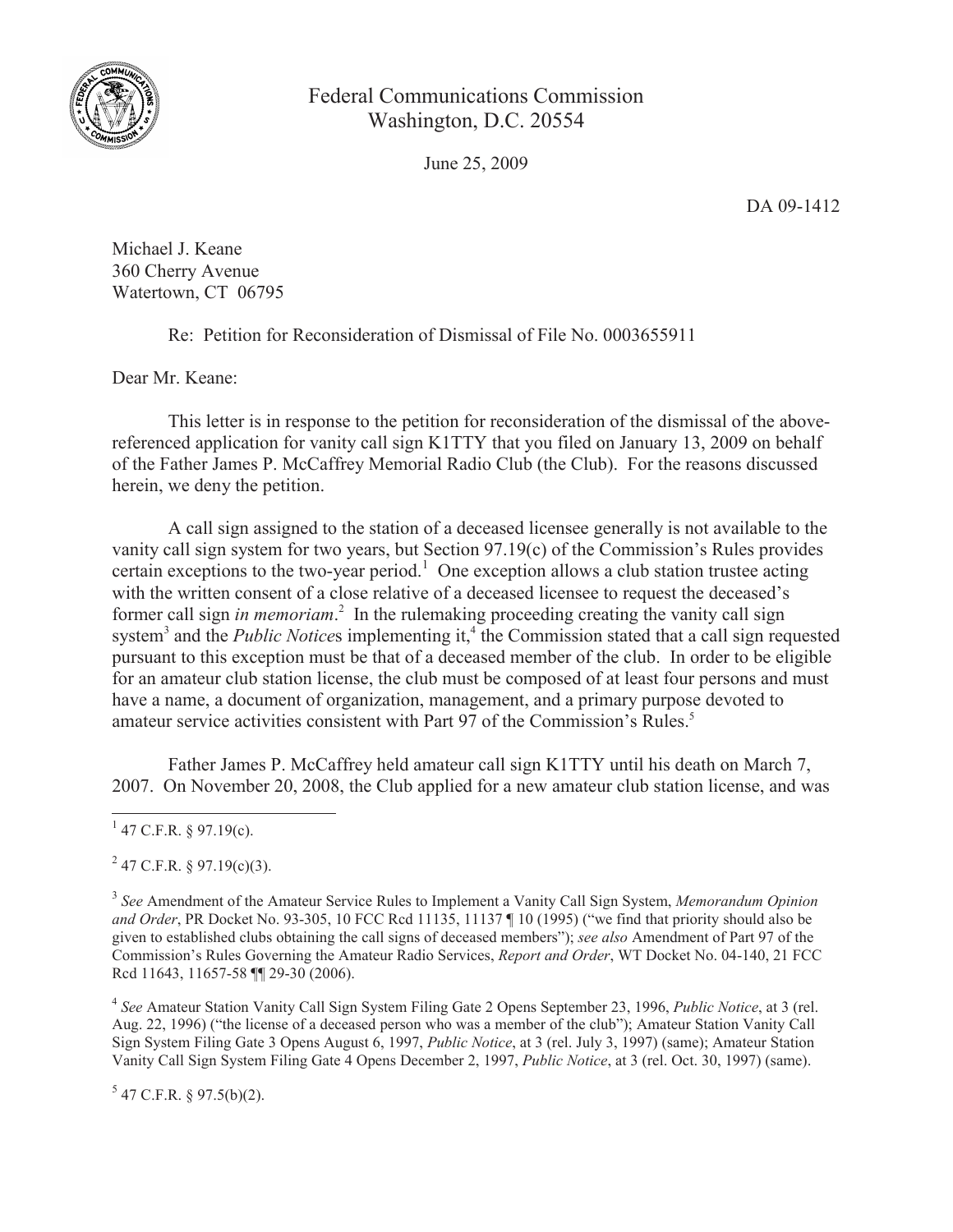Federal Communications Commission
Washington, D.C. 20554

June 25, 2009

DA 09-1412

Michael J. Keane
360 Cherry Avenue
Watertown, CT 06795

Re: Petition for Reconsideration of Dismissal of File No. 0003655911

Dear Mr. Keane:

This letter is in response to the petition for reconsideration of the dismissal of the above-referenced application for vanity call sign K1TTY that you filed on January 13, 2009 on behalf of the Father James P. McCaffrey Memorial Radio Club (the Club). For the reasons discussed herein, we deny the petition.

A call sign assigned to the station of a deceased licensee generally is not available to the vanity call sign system for two years, but Section 97.19(c) of the Commission's Rules provides certain exceptions to the two-year period.[1] One exception allows a club station trustee acting with the written consent of a close relative of a deceased licensee to request the deceased's former call sign *in memoriam*.[2] In the rulemaking proceeding creating the vanity call sign system[3] and the *Public Notice*s implementing it,[4] the Commission stated that a call sign requested pursuant to this exception must be that of a deceased member of the club. In order to be eligible for an amateur club station license, the club must be composed of at least four persons and must have a name, a document of organization, management, and a primary purpose devoted to amateur service activities consistent with Part 97 of the Commission's Rules.[5]

Father James P. McCaffrey held amateur call sign K1TTY until his death on March 7, 2007. On November 20, 2008, the Club applied for a new amateur club station license, and was

---

[1] 47 C.F.R. § 97.19(c).

[2] 47 C.F.R. § 97.19(c)(3).

[3] *See* Amendment of the Amateur Service Rules to Implement a Vanity Call Sign System, *Memorandum Opinion and Order*, PR Docket No. 93-305, 10 FCC Rcd 11135, 11137 ¶ 10 (1995) ("we find that priority should also be given to established clubs obtaining the call signs of deceased members"); *see also* Amendment of Part 97 of the Commission's Rules Governing the Amateur Radio Services, *Report and Order*, WT Docket No. 04-140, 21 FCC Rcd 11643, 11657-58 ¶¶ 29-30 (2006).

[4] *See* Amateur Station Vanity Call Sign System Filing Gate 2 Opens September 23, 1996, *Public Notice*, at 3 (rel. Aug. 22, 1996) ("the license of a deceased person who was a member of the club"); Amateur Station Vanity Call Sign System Filing Gate 3 Opens August 6, 1997, *Public Notice*, at 3 (rel. July 3, 1997) (same); Amateur Station Vanity Call Sign System Filing Gate 4 Opens December 2, 1997, *Public Notice*, at 3 (rel. Oct. 30, 1997) (same).

[5] 47 C.F.R. § 97.5(b)(2).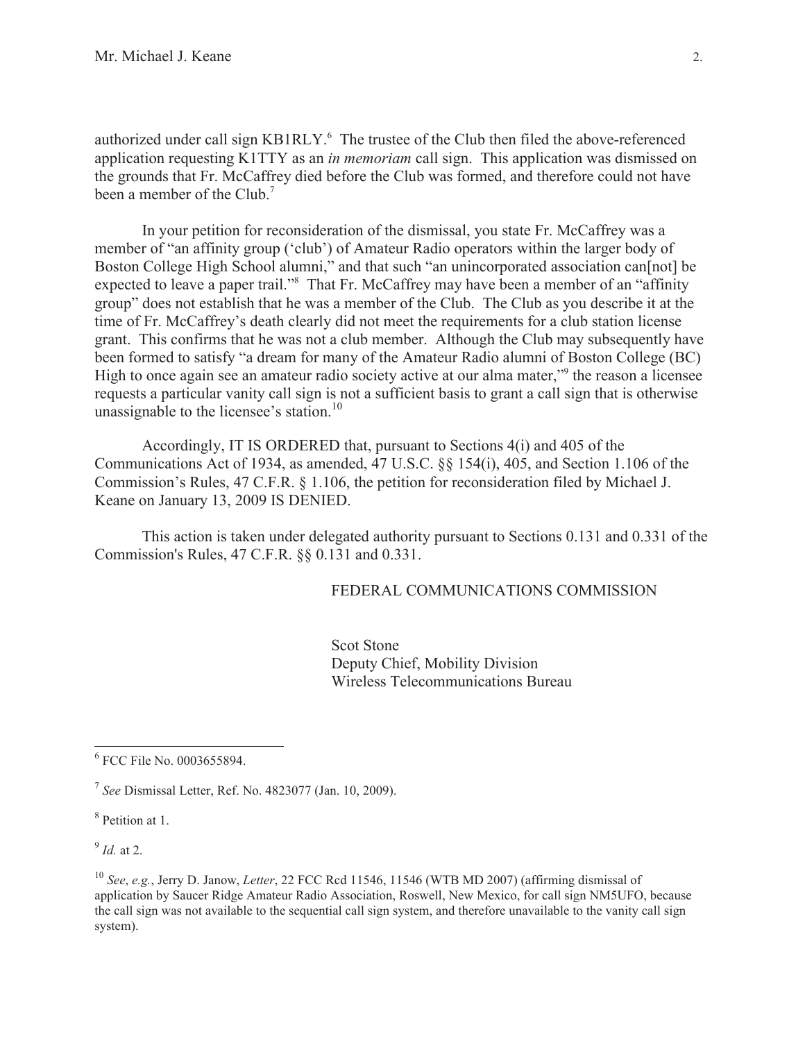authorized under call sign KB1RLY.[6] The trustee of the Club then filed the above-referenced application requesting K1TTY as an *in memoriam* call sign. This application was dismissed on the grounds that Fr. McCaffrey died before the Club was formed, and therefore could not have been a member of the Club.[7]

In your petition for reconsideration of the dismissal, you state Fr. McCaffrey was a member of "an affinity group ('club') of Amateur Radio operators within the larger body of Boston College High School alumni," and that such "an unincorporated association can[not] be expected to leave a paper trail."[8] That Fr. McCaffrey may have been a member of an "affinity group" does not establish that he was a member of the Club. The Club as you describe it at the time of Fr. McCaffrey's death clearly did not meet the requirements for a club station license grant. This confirms that he was not a club member. Although the Club may subsequently have been formed to satisfy "a dream for many of the Amateur Radio alumni of Boston College (BC) High to once again see an amateur radio society active at our alma mater,"[9] the reason a licensee requests a particular vanity call sign is not a sufficient basis to grant a call sign that is otherwise unassignable to the licensee's station.[10]

Accordingly, IT IS ORDERED that, pursuant to Sections 4(i) and 405 of the Communications Act of 1934, as amended, 47 U.S.C. §§ 154(i), 405, and Section 1.106 of the Commission's Rules, 47 C.F.R. § 1.106, the petition for reconsideration filed by Michael J. Keane on January 13, 2009 IS DENIED.

This action is taken under delegated authority pursuant to Sections 0.131 and 0.331 of the Commission's Rules, 47 C.F.R. §§ 0.131 and 0.331.

FEDERAL COMMUNICATIONS COMMISSION

Scot Stone
Deputy Chief, Mobility Division
Wireless Telecommunications Bureau

---

[6] FCC File No. 0003655894.

[7] *See* Dismissal Letter, Ref. No. 4823077 (Jan. 10, 2009).

[8] Petition at 1.

[9] *Id.* at 2.

[10] *See*, *e.g.*, Jerry D. Janow, *Letter*, 22 FCC Rcd 11546, 11546 (WTB MD 2007) (affirming dismissal of application by Saucer Ridge Amateur Radio Association, Roswell, New Mexico, for call sign NM5UFO, because the call sign was not available to the sequential call sign system, and therefore unavailable to the vanity call sign system).